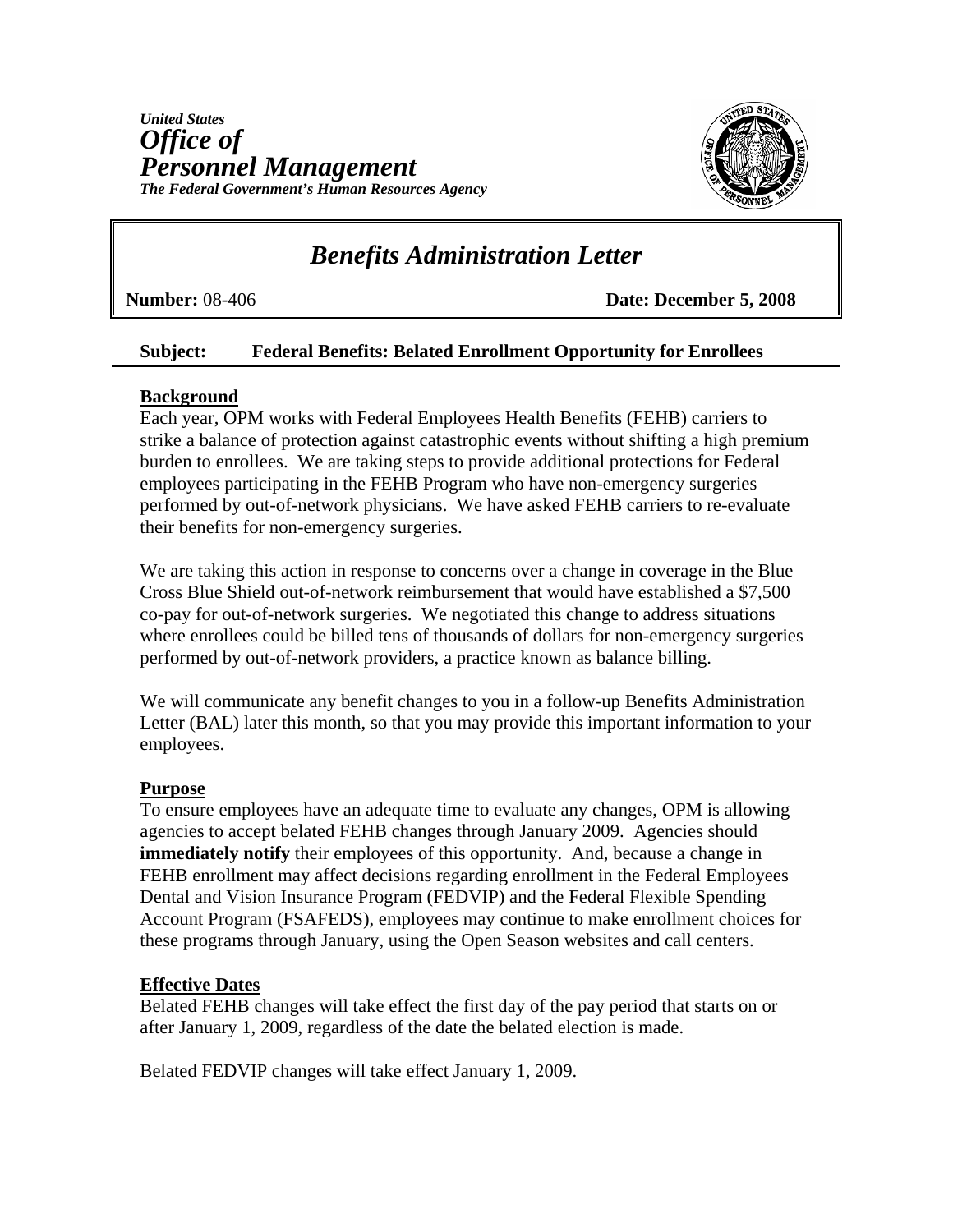*United States*
# *Office of Personnel Management*
***The Federal Government's Human Resources Agency***

## *Benefits Administration Letter*

**Number:** 08-406 **Date: December 5, 2008**

**Subject: Federal Benefits: Belated Enrollment Opportunity for Enrollees**

### Background

Each year, OPM works with Federal Employees Health Benefits (FEHB) carriers to strike a balance of protection against catastrophic events without shifting a high premium burden to enrollees. We are taking steps to provide additional protections for Federal employees participating in the FEHB Program who have non-emergency surgeries performed by out-of-network physicians. We have asked FEHB carriers to re-evaluate their benefits for non-emergency surgeries.

We are taking this action in response to concerns over a change in coverage in the Blue Cross Blue Shield out-of-network reimbursement that would have established a $7,500 co-pay for out-of-network surgeries. We negotiated this change to address situations where enrollees could be billed tens of thousands of dollars for non-emergency surgeries performed by out-of-network providers, a practice known as balance billing.

We will communicate any benefit changes to you in a follow-up Benefits Administration Letter (BAL) later this month, so that you may provide this important information to your employees.

### Purpose

To ensure employees have an adequate time to evaluate any changes, OPM is allowing agencies to accept belated FEHB changes through January 2009. Agencies should **immediately notify** their employees of this opportunity. And, because a change in FEHB enrollment may affect decisions regarding enrollment in the Federal Employees Dental and Vision Insurance Program (FEDVIP) and the Federal Flexible Spending Account Program (FSAFEDS), employees may continue to make enrollment choices for these programs through January, using the Open Season websites and call centers.

### Effective Dates

Belated FEHB changes will take effect the first day of the pay period that starts on or after January 1, 2009, regardless of the date the belated election is made.

Belated FEDVIP changes will take effect January 1, 2009.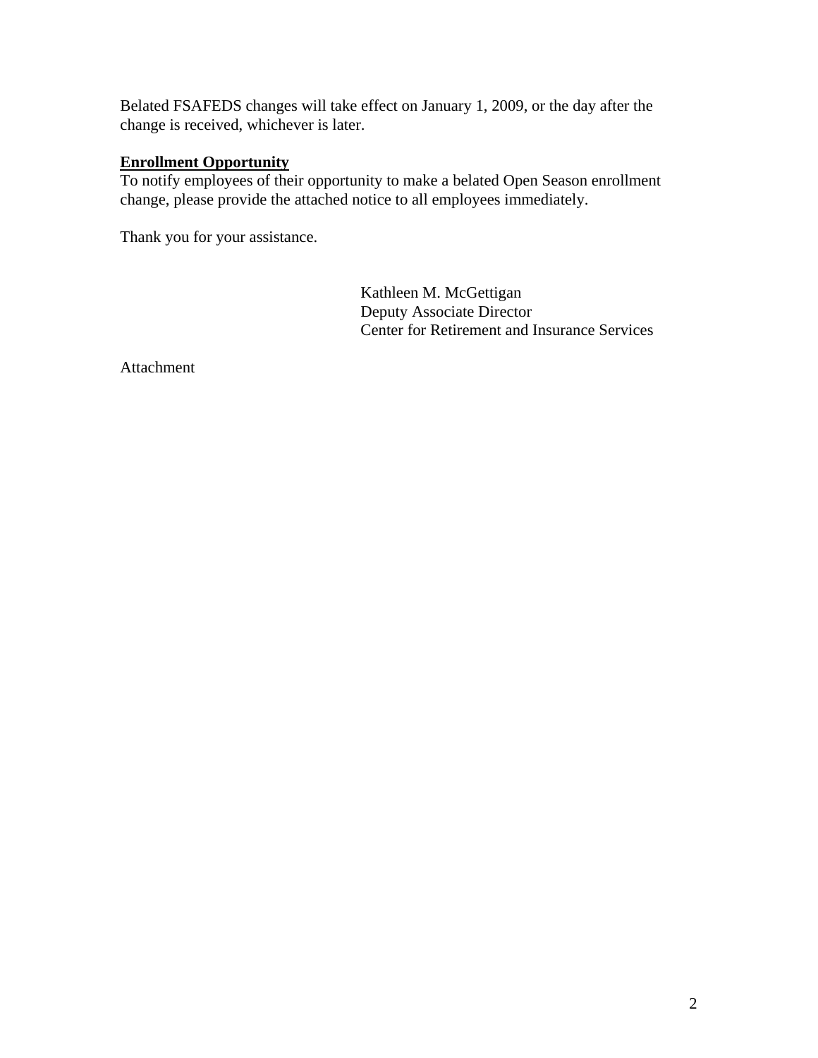Belated FSAFEDS changes will take effect on January 1, 2009, or the day after the change is received, whichever is later.

**Enrollment Opportunity**

To notify employees of their opportunity to make a belated Open Season enrollment change, please provide the attached notice to all employees immediately.

Thank you for your assistance.

Kathleen M. McGettigan
Deputy Associate Director
Center for Retirement and Insurance Services

Attachment